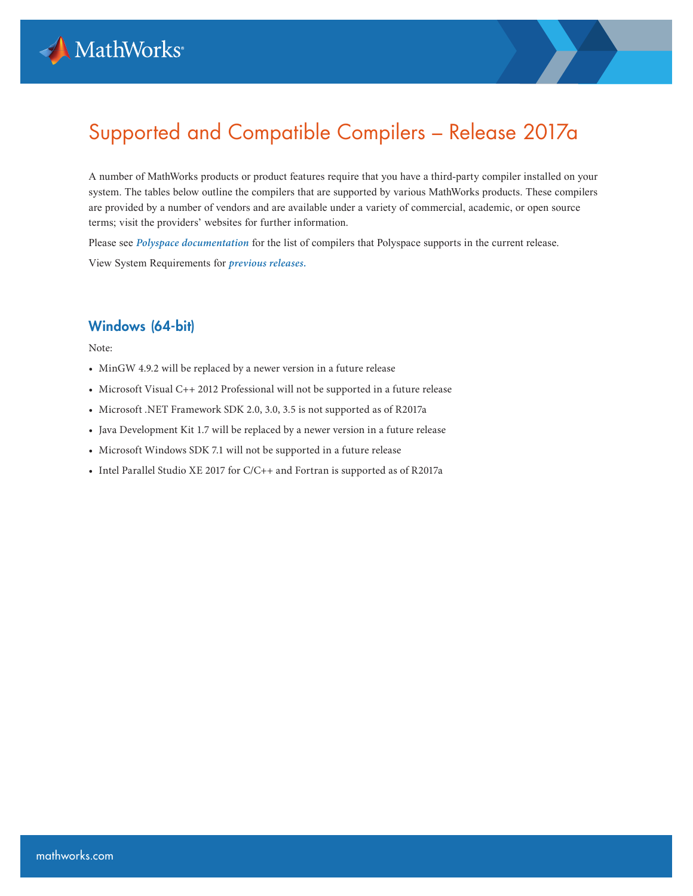# Supported and Compatible Compilers – Release 2017a

A number of MathWorks products or product features require that you have a third-party compiler installed on your system. The tables below outline the compilers that are supported by various MathWorks products. These compilers are provided by a number of vendors and are available under a variety of commercial, academic, or open source terms; visit the providers' websites for further information.

Please see ***Polyspace documentation*** for the list of compilers that Polyspace supports in the current release.

View System Requirements for ***previous releases.***

## Windows (64-bit)

Note:

- MinGW 4.9.2 will be replaced by a newer version in a future release
- Microsoft Visual C++ 2012 Professional will not be supported in a future release
- Microsoft .NET Framework SDK 2.0, 3.0, 3.5 is not supported as of R2017a
- Java Development Kit 1.7 will be replaced by a newer version in a future release
- Microsoft Windows SDK 7.1 will not be supported in a future release
- Intel Parallel Studio XE 2017 for C/C++ and Fortran is supported as of R2017a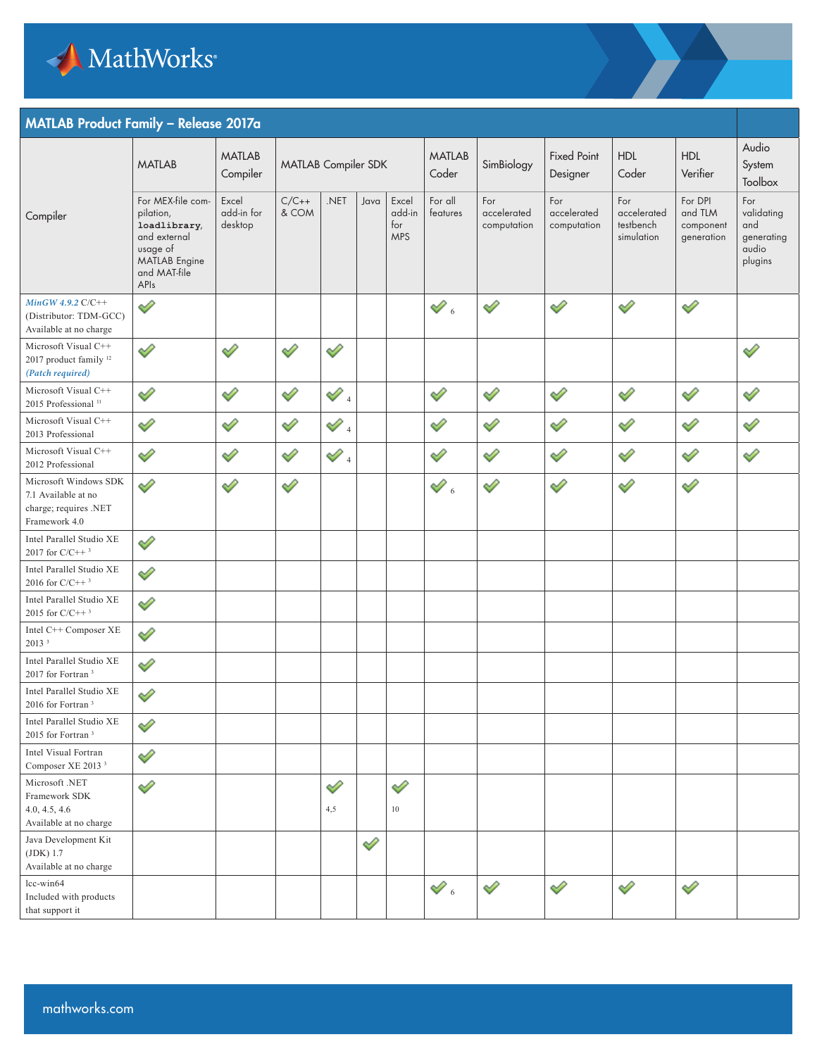## MATLAB Product Family – Release 2017a

| Compiler | MATLAB | MATLAB Compiler | MATLAB Compiler SDK | | | | MATLAB Coder | SimBiology | Fixed Point Designer | HDL Coder | HDL Verifier | Audio System Toolbox |
|---|---|---|---|---|---|---|---|---|---|---|---|---|
| | For MEX-file compilation, `loadlibrary`, and external usage of MATLAB Engine and MAT-file APIs | Excel add-in for desktop | C/C++ & COM | .NET | Java | Excel add-in for MPS | For all features | For accelerated computation | For accelerated computation | For accelerated testbench simulation | For DPI and TLM component generation | For validating and generating audio plugins |
| *MinGW 4.9.2* C/C++ (Distributor: TDM-GCC) Available at no charge | ✓ | | | | | | ✓ [6] | ✓ | ✓ | ✓ | ✓ | |
| Microsoft Visual C++ 2017 product family [12] *(Patch required)* | ✓ | ✓ | ✓ | ✓ | | | | | | | | ✓ |
| Microsoft Visual C++ 2015 Professional [11] | ✓ | ✓ | ✓ | ✓ [4] | | | ✓ | ✓ | ✓ | ✓ | ✓ | ✓ |
| Microsoft Visual C++ 2013 Professional | ✓ | ✓ | ✓ | ✓ [4] | | | ✓ | ✓ | ✓ | ✓ | ✓ | ✓ |
| Microsoft Visual C++ 2012 Professional | ✓ | ✓ | ✓ | ✓ [4] | | | ✓ | ✓ | ✓ | ✓ | ✓ | ✓ |
| Microsoft Windows SDK 7.1 Available at no charge; requires .NET Framework 4.0 | ✓ | ✓ | ✓ | | | | ✓ [6] | ✓ | ✓ | ✓ | ✓ | |
| Intel Parallel Studio XE 2017 for C/C++ [3] | ✓ | | | | | | | | | | | |
| Intel Parallel Studio XE 2016 for C/C++ [3] | ✓ | | | | | | | | | | | |
| Intel Parallel Studio XE 2015 for C/C++ [3] | ✓ | | | | | | | | | | | |
| Intel C++ Composer XE 2013 [3] | ✓ | | | | | | | | | | | |
| Intel Parallel Studio XE 2017 for Fortran [3] | ✓ | | | | | | | | | | | |
| Intel Parallel Studio XE 2016 for Fortran [3] | ✓ | | | | | | | | | | | |
| Intel Parallel Studio XE 2015 for Fortran [3] | ✓ | | | | | | | | | | | |
| Intel Visual Fortran Composer XE 2013 [3] | ✓ | | | | | | | | | | | |
| Microsoft .NET Framework SDK 4.0, 4.5, 4.6 Available at no charge | ✓ | | | ✓ [4,5] | | ✓ [10] | | | | | | |
| Java Development Kit (JDK) 1.7 Available at no charge | | | | | ✓ | | | | | | | |
| lcc-win64 Included with products that support it | | | | | | | ✓ [6] | ✓ | ✓ | ✓ | ✓ | |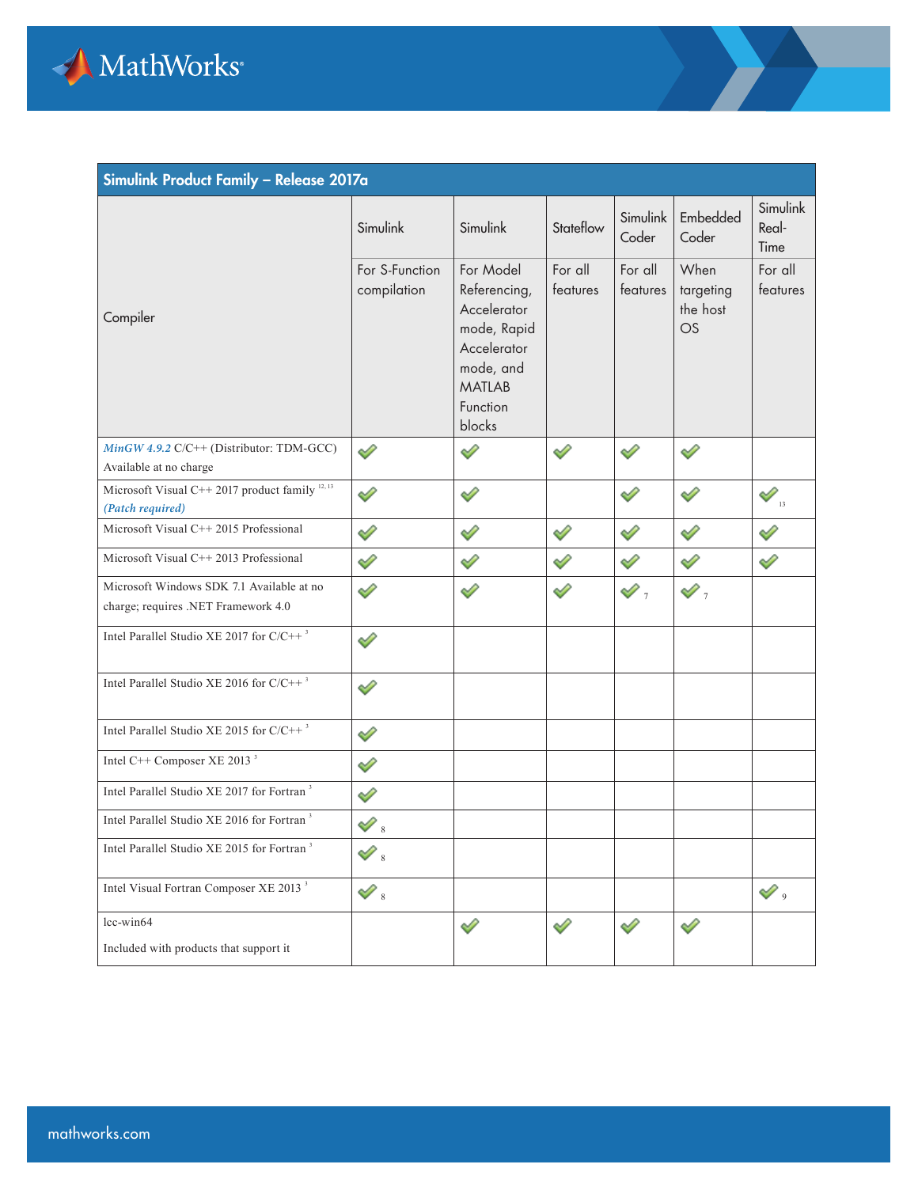| Simulink Product Family – Release 2017a | | | | | | |
|---|---|---|---|---|---|---|
| Compiler | Simulink | Simulink | Stateflow | Simulink Coder | Embedded Coder | Simulink Real-Time |
| | For S-Function compilation | For Model Referencing, Accelerator mode, Rapid Accelerator mode, and MATLAB Function blocks | For all features | For all features | When targeting the host OS | For all features |
| *MinGW 4.9.2* C/C++ (Distributor: TDM-GCC) Available at no charge | ✓ | ✓ | ✓ | ✓ | ✓ | |
| Microsoft Visual C++ 2017 product family [12, 13] *(Patch required)* | ✓ | ✓ | | ✓ | ✓ | ✓ [13] |
| Microsoft Visual C++ 2015 Professional | ✓ | ✓ | ✓ | ✓ | ✓ | ✓ |
| Microsoft Visual C++ 2013 Professional | ✓ | ✓ | ✓ | ✓ | ✓ | ✓ |
| Microsoft Windows SDK 7.1 Available at no charge; requires .NET Framework 4.0 | ✓ | ✓ | ✓ | ✓ [7] | ✓ [7] | |
| Intel Parallel Studio XE 2017 for C/C++ [3] | ✓ | | | | | |
| Intel Parallel Studio XE 2016 for C/C++ [3] | ✓ | | | | | |
| Intel Parallel Studio XE 2015 for C/C++ [3] | ✓ | | | | | |
| Intel C++ Composer XE 2013 [3] | ✓ | | | | | |
| Intel Parallel Studio XE 2017 for Fortran [3] | ✓ | | | | | |
| Intel Parallel Studio XE 2016 for Fortran [3] | ✓ [8] | | | | | |
| Intel Parallel Studio XE 2015 for Fortran [3] | ✓ [8] | | | | | |
| Intel Visual Fortran Composer XE 2013 [3] | ✓ [8] | | | | | ✓ [9] |
| lcc-win64 Included with products that support it | | ✓ | ✓ | ✓ | ✓ | |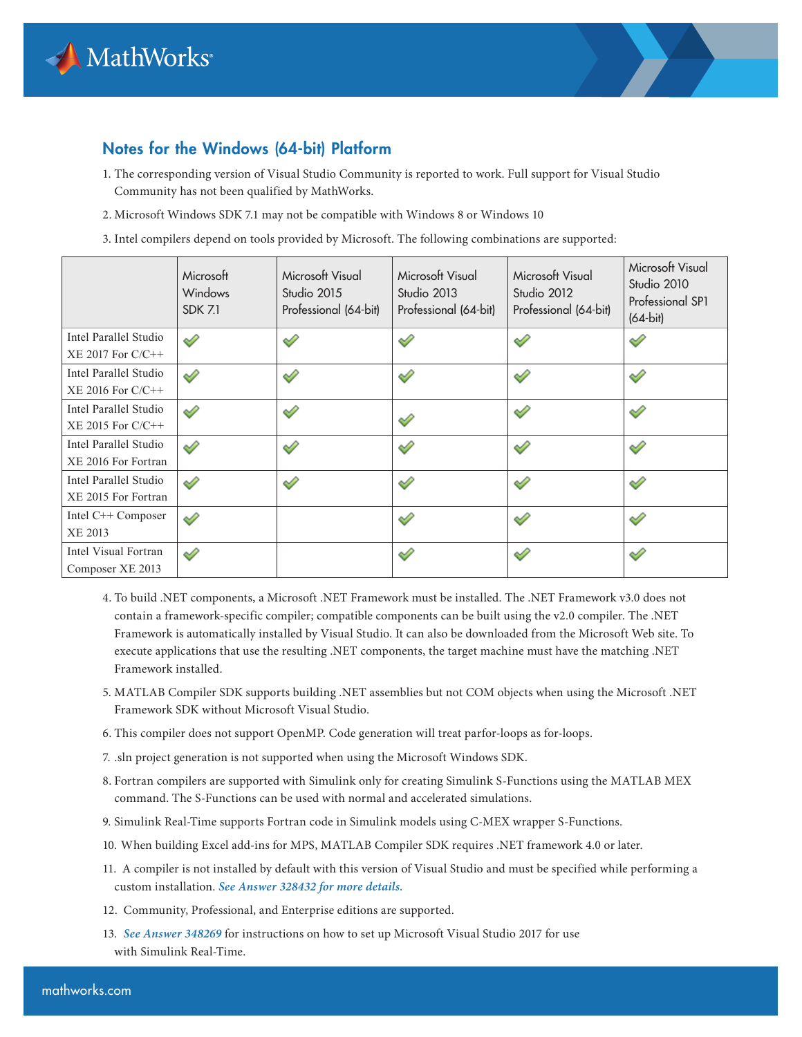## Notes for the Windows (64-bit) Platform

1. The corresponding version of Visual Studio Community is reported to work. Full support for Visual Studio Community has not been qualified by MathWorks.
2. Microsoft Windows SDK 7.1 may not be compatible with Windows 8 or Windows 10
3. Intel compilers depend on tools provided by Microsoft. The following combinations are supported:

| | Microsoft Windows SDK 7.1 | Microsoft Visual Studio 2015 Professional (64-bit) | Microsoft Visual Studio 2013 Professional (64-bit) | Microsoft Visual Studio 2012 Professional (64-bit) | Microsoft Visual Studio 2010 Professional SP1 (64-bit) |
|---|---|---|---|---|---|
| Intel Parallel Studio XE 2017 For C/C++ | ✔ | ✔ | ✔ | ✔ | ✔ |
| Intel Parallel Studio XE 2016 For C/C++ | ✔ | ✔ | ✔ | ✔ | ✔ |
| Intel Parallel Studio XE 2015 For C/C++ | ✔ | ✔ | ✔ | ✔ | ✔ |
| Intel Parallel Studio XE 2016 For Fortran | ✔ | ✔ | ✔ | ✔ | ✔ |
| Intel Parallel Studio XE 2015 For Fortran | ✔ | ✔ | ✔ | ✔ | ✔ |
| Intel C++ Composer XE 2013 | ✔ | | ✔ | ✔ | ✔ |
| Intel Visual Fortran Composer XE 2013 | ✔ | | ✔ | ✔ | ✔ |

4. To build .NET components, a Microsoft .NET Framework must be installed. The .NET Framework v3.0 does not contain a framework-specific compiler; compatible components can be built using the v2.0 compiler. The .NET Framework is automatically installed by Visual Studio. It can also be downloaded from the Microsoft Web site. To execute applications that use the resulting .NET components, the target machine must have the matching .NET Framework installed.
5. MATLAB Compiler SDK supports building .NET assemblies but not COM objects when using the Microsoft .NET Framework SDK without Microsoft Visual Studio.
6. This compiler does not support OpenMP. Code generation will treat parfor-loops as for-loops.
7. .sln project generation is not supported when using the Microsoft Windows SDK.
8. Fortran compilers are supported with Simulink only for creating Simulink S-Functions using the MATLAB MEX command. The S-Functions can be used with normal and accelerated simulations.
9. Simulink Real-Time supports Fortran code in Simulink models using C-MEX wrapper S-Functions.
10. When building Excel add-ins for MPS, MATLAB Compiler SDK requires .NET framework 4.0 or later.
11. A compiler is not installed by default with this version of Visual Studio and must be specified while performing a custom installation. *See Answer 328432 for more details.*
12. Community, Professional, and Enterprise editions are supported.
13. *See Answer 348269* for instructions on how to set up Microsoft Visual Studio 2017 for use with Simulink Real-Time.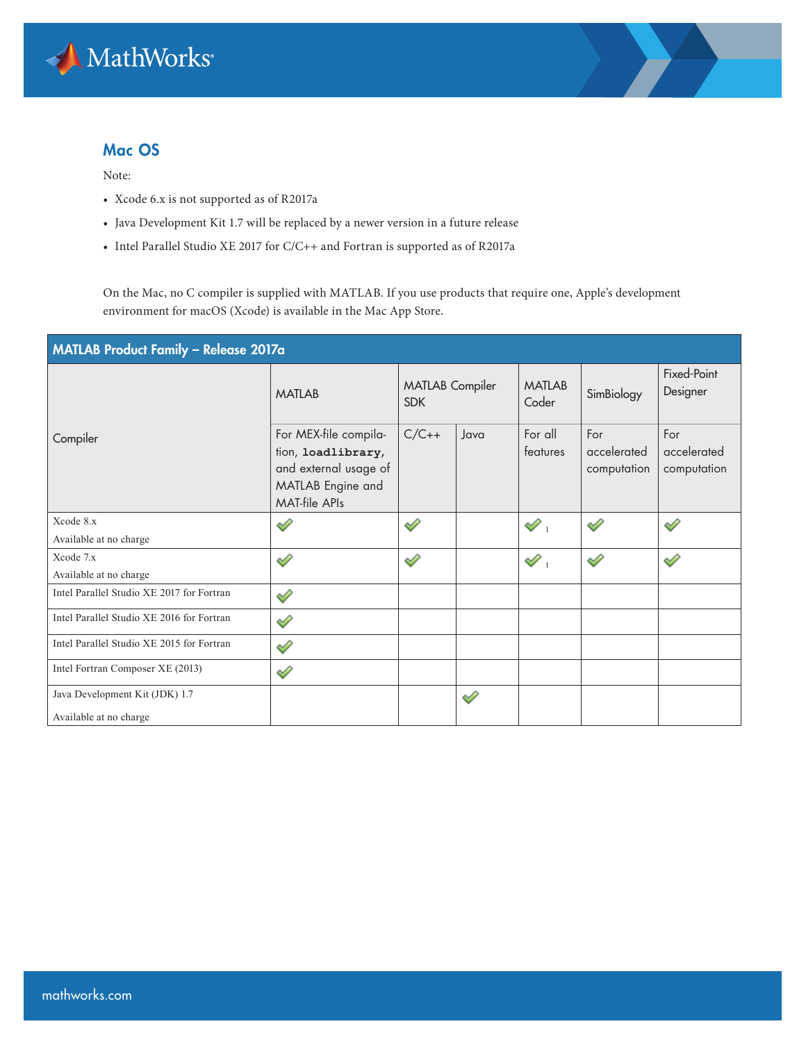## Mac OS

Note:

- Xcode 6.x is not supported as of R2017a
- Java Development Kit 1.7 will be replaced by a newer version in a future release
- Intel Parallel Studio XE 2017 for C/C++ and Fortran is supported as of R2017a

On the Mac, no C compiler is supplied with MATLAB. If you use products that require one, Apple's development environment for macOS (Xcode) is available in the Mac App Store.

**MATLAB Product Family – Release 2017a**

| Compiler | MATLAB | MATLAB Compiler SDK | | MATLAB Coder | SimBiology | Fixed-Point Designer |
|---|---|---|---|---|---|---|
| | For MEX-file compilation, **`loadlibrary`**, and external usage of MATLAB Engine and MAT-file APIs | C/C++ | Java | For all features | For accelerated computation | For accelerated computation |
| Xcode 8.x<br>Available at no charge | ✓ | ✓ | | ✓ [1] | ✓ | ✓ |
| Xcode 7.x<br>Available at no charge | ✓ | ✓ | | ✓ [1] | ✓ | ✓ |
| Intel Parallel Studio XE 2017 for Fortran | ✓ | | | | | |
| Intel Parallel Studio XE 2016 for Fortran | ✓ | | | | | |
| Intel Parallel Studio XE 2015 for Fortran | ✓ | | | | | |
| Intel Fortran Composer XE (2013) | ✓ | | | | | |
| Java Development Kit (JDK) 1.7<br>Available at no charge | | | ✓ | | | |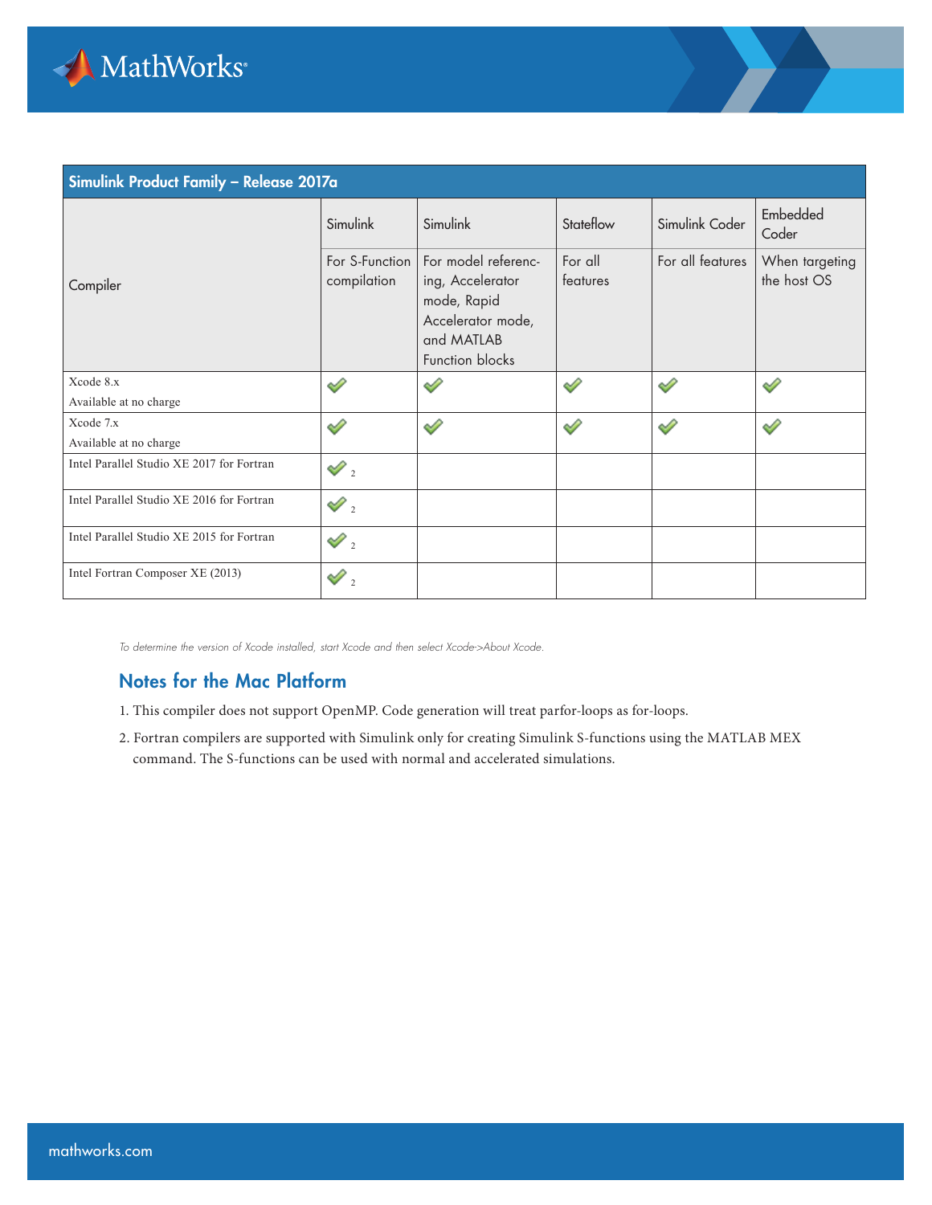| Simulink Product Family – Release 2017a | | | | | |
|---|---|---|---|---|---|
| Compiler | Simulink | Simulink | Stateflow | Simulink Coder | Embedded Coder |
| | For S-Function compilation | For model referencing, Accelerator mode, Rapid Accelerator mode, and MATLAB Function blocks | For all features | For all features | When targeting the host OS |
| Xcode 8.x<br>Available at no charge | ✓ | ✓ | ✓ | ✓ | ✓ |
| Xcode 7.x<br>Available at no charge | ✓ | ✓ | ✓ | ✓ | ✓ |
| Intel Parallel Studio XE 2017 for Fortran | ✓ 2 | | | | |
| Intel Parallel Studio XE 2016 for Fortran | ✓ 2 | | | | |
| Intel Parallel Studio XE 2015 for Fortran | ✓ 2 | | | | |
| Intel Fortran Composer XE (2013) | ✓ 2 | | | | |

*To determine the version of Xcode installed, start Xcode and then select Xcode->About Xcode.*

## Notes for the Mac Platform

1. This compiler does not support OpenMP. Code generation will treat parfor-loops as for-loops.
2. Fortran compilers are supported with Simulink only for creating Simulink S-functions using the MATLAB MEX command. The S-functions can be used with normal and accelerated simulations.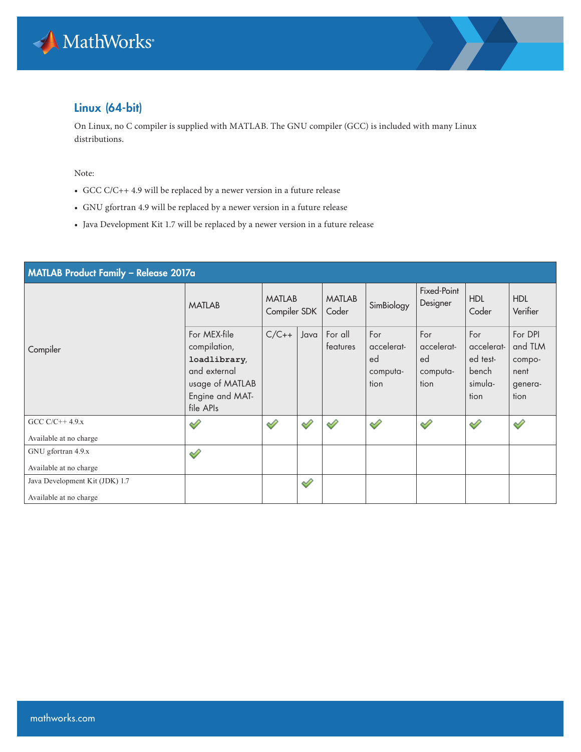## Linux (64-bit)

On Linux, no C compiler is supplied with MATLAB. The GNU compiler (GCC) is included with many Linux distributions.

Note:

- GCC C/C++ 4.9 will be replaced by a newer version in a future release
- GNU gfortran 4.9 will be replaced by a newer version in a future release
- Java Development Kit 1.7 will be replaced by a newer version in a future release

| MATLAB Product Family – Release 2017a | | | | | | | | |
|---|---|---|---|---|---|---|---|---|
| Compiler | MATLAB | MATLAB Compiler SDK | | MATLAB Coder | SimBiology | Fixed-Point Designer | HDL Coder | HDL Verifier |
| | For MEX-file compilation, **loadlibrary**, and external usage of MATLAB Engine and MAT-file APIs | C/C++ | Java | For all features | For accelerated computation | For accelerated computation | For accelerated test-bench simulation | For DPI and TLM component generation |
| GCC C/C++ 4.9.x<br>Available at no charge | ✓ | ✓ | ✓ | ✓ | ✓ | ✓ | ✓ | ✓ |
| GNU gfortran 4.9.x<br>Available at no charge | ✓ | | | | | | | |
| Java Development Kit (JDK) 1.7<br>Available at no charge | | | ✓ | | | | | |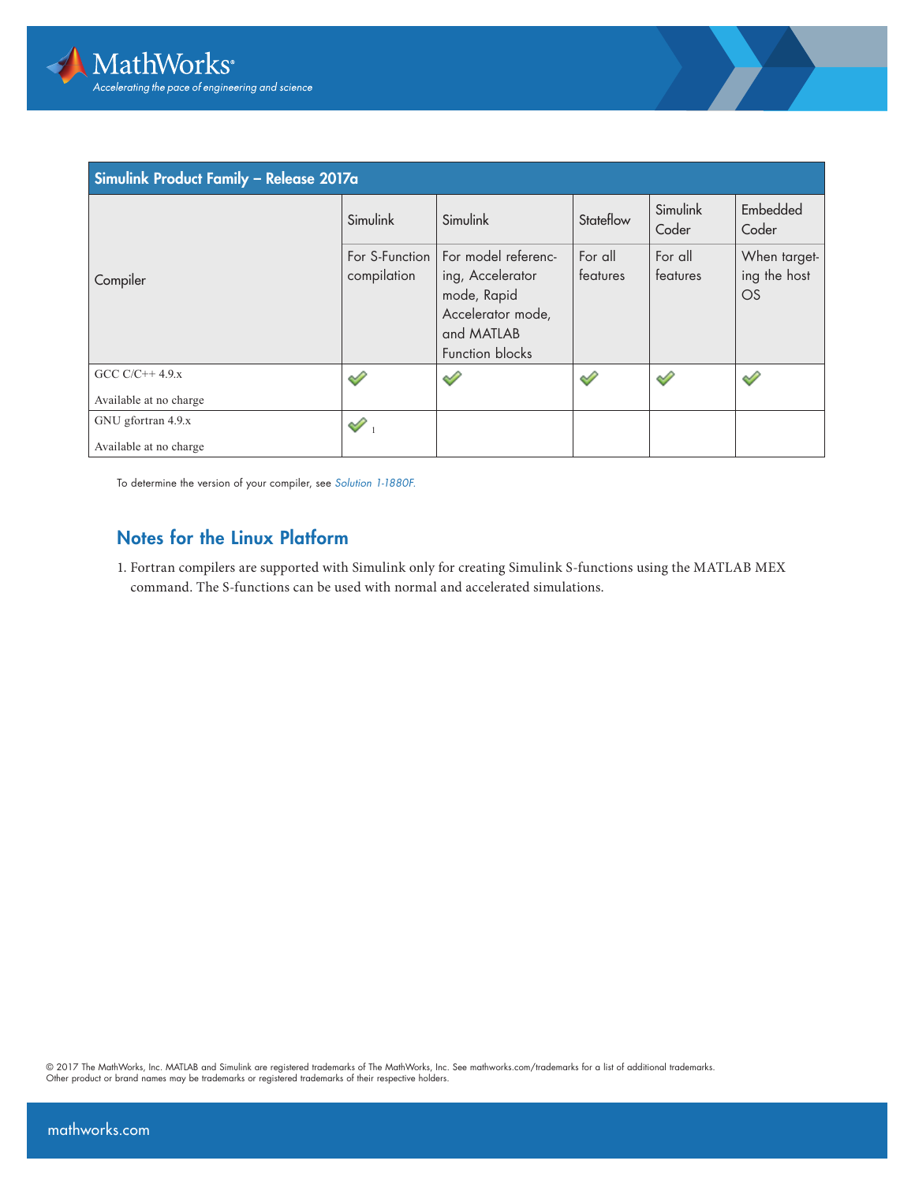| Simulink Product Family – Release 2017a | | | | | |
|---|---|---|---|---|---|
| Compiler | Simulink<br>For S-Function compilation | Simulink<br>For model referencing, Accelerator mode, Rapid Accelerator mode, and MATLAB Function blocks | Stateflow<br>For all features | Simulink Coder<br>For all features | Embedded Coder<br>When targeting the host OS |
| GCC C/C++ 4.9.x<br>Available at no charge | ✓ | ✓ | ✓ | ✓ | ✓ |
| GNU gfortran 4.9.x<br>Available at no charge | ✓ [1] | | | | |

To determine the version of your compiler, see *Solution 1-1880F.*

## Notes for the Linux Platform

1. Fortran compilers are supported with Simulink only for creating Simulink S-functions using the MATLAB MEX command. The S-functions can be used with normal and accelerated simulations.

© 2017 The MathWorks, Inc. MATLAB and Simulink are registered trademarks of The MathWorks, Inc. See mathworks.com/trademarks for a list of additional trademarks. Other product or brand names may be trademarks or registered trademarks of their respective holders.

mathworks.com